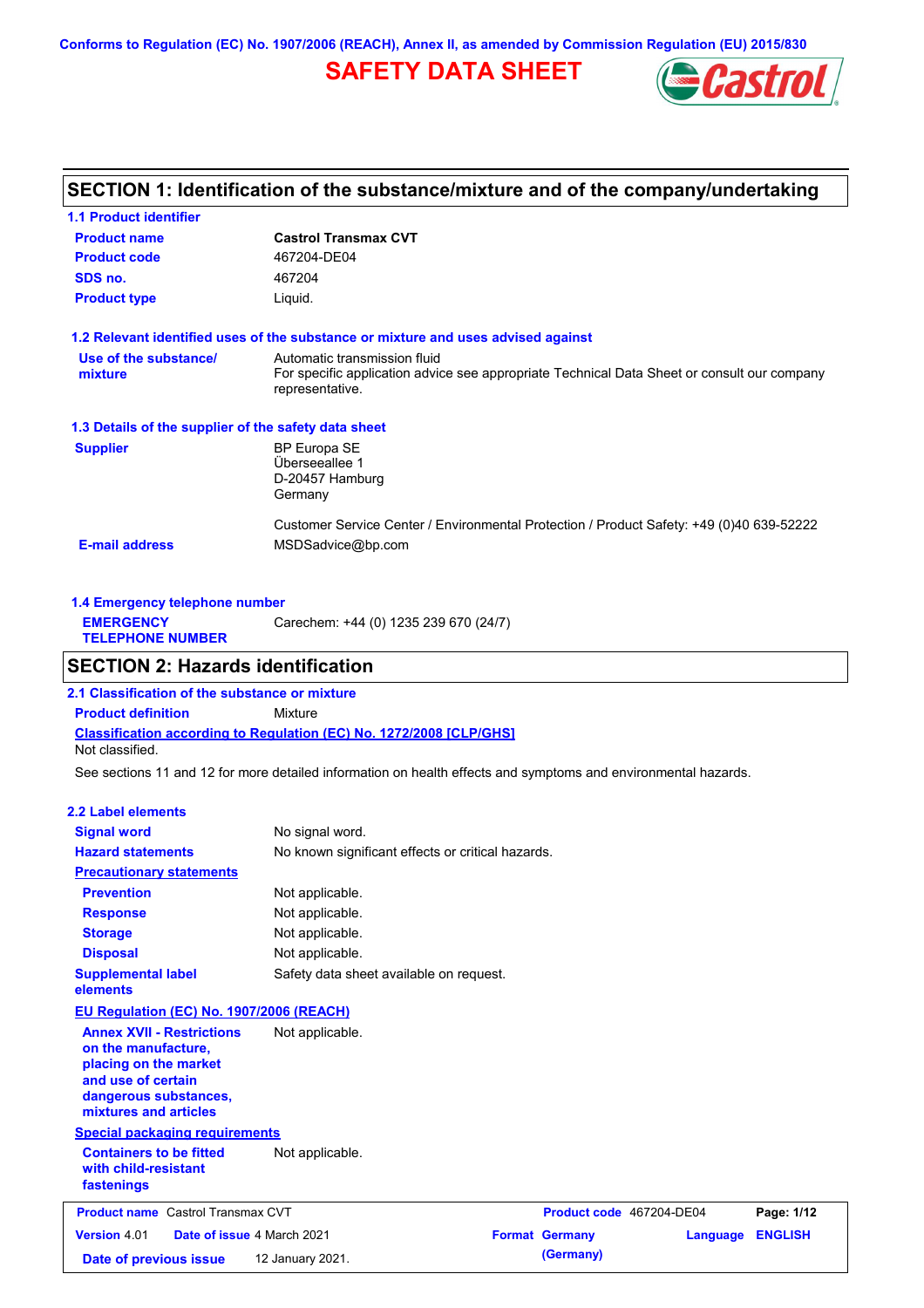Conforms to Regulation (EC) No. 1907/2006 (REACH), Annex II, as amended by Commission Regulation (EU) 2015/830

# SAFETY DATA SHEET

## SECTION 1: Identification of the substance/mixture and of the company/undertaking

### 1.1 Product identifier

| | |
|---|---|
| **Product name** | **Castrol Transmax CVT** |
| **Product code** | 467204-DE04 |
| **SDS no.** | 467204 |
| **Product type** | Liquid. |

### 1.2 Relevant identified uses of the substance or mixture and uses advised against

| | |
|---|---|
| **Use of the substance/ mixture** | Automatic transmission fluid<br>For specific application advice see appropriate Technical Data Sheet or consult our company representative. |

### 1.3 Details of the supplier of the safety data sheet

| | |
|---|---|
| **Supplier** | BP Europa SE<br>Überseeallee 1<br>D-20457 Hamburg<br>Germany<br><br>Customer Service Center / Environmental Protection / Product Safety: +49 (0)40 639-52222 |
| **E-mail address** | MSDSadvice@bp.com |

### 1.4 Emergency telephone number

| | |
|---|---|
| **EMERGENCY TELEPHONE NUMBER** | Carechem: +44 (0) 1235 239 670 (24/7) |

## SECTION 2: Hazards identification

### 2.1 Classification of the substance or mixture

**Product definition** Mixture

**Classification according to Regulation (EC) No. 1272/2008 [CLP/GHS]**

Not classified.

See sections 11 and 12 for more detailed information on health effects and symptoms and environmental hazards.

### 2.2 Label elements

| | |
|---|---|
| **Signal word** | No signal word. |
| **Hazard statements** | No known significant effects or critical hazards. |

**Precautionary statements**

| | |
|---|---|
| **Prevention** | Not applicable. |
| **Response** | Not applicable. |
| **Storage** | Not applicable. |
| **Disposal** | Not applicable. |
| **Supplemental label elements** | Safety data sheet available on request. |

**EU Regulation (EC) No. 1907/2006 (REACH)**

| | |
|---|---|
| **Annex XVII - Restrictions on the manufacture, placing on the market and use of certain dangerous substances, mixtures and articles** | Not applicable. |

**Special packaging requirements**

| | |
|---|---|
| **Containers to be fitted with child-resistant fastenings** | Not applicable. |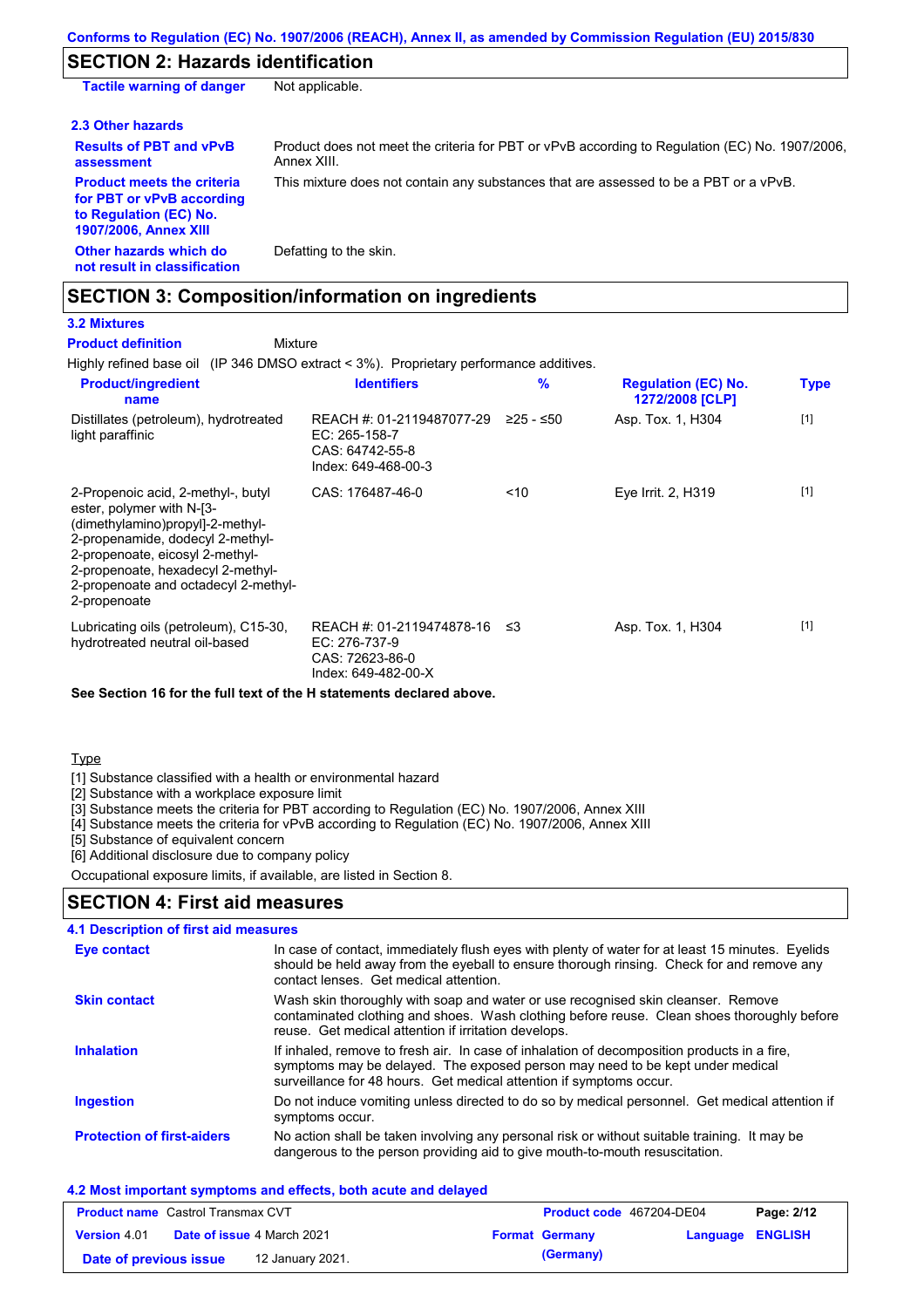## SECTION 2: Hazards identification

**Tactile warning of danger** Not applicable.

### 2.3 Other hazards

**Results of PBT and vPvB assessment**: Product does not meet the criteria for PBT or vPvB according to Regulation (EC) No. 1907/2006, Annex XIII.

**Product meets the criteria for PBT or vPvB according to Regulation (EC) No. 1907/2006, Annex XIII**: This mixture does not contain any substances that are assessed to be a PBT or a vPvB.

**Other hazards which do not result in classification**: Defatting to the skin.

## SECTION 3: Composition/information on ingredients

### 3.2 Mixtures

**Product definition** Mixture

Highly refined base oil (IP 346 DMSO extract < 3%). Proprietary performance additives.

| Product/ingredient name | Identifiers | % | Regulation (EC) No. 1272/2008 [CLP] | Type |
|---|---|---|---|---|
| Distillates (petroleum), hydrotreated light paraffinic | REACH #: 01-2119487077-29<br>EC: 265-158-7<br>CAS: 64742-55-8<br>Index: 649-468-00-3 | ≥25 - ≤50 | Asp. Tox. 1, H304 | [1] |
| 2-Propenoic acid, 2-methyl-, butyl ester, polymer with N-[3-(dimethylamino)propyl]-2-methyl-2-propenamide, dodecyl 2-methyl-2-propenoate, eicosyl 2-methyl-2-propenoate, hexadecyl 2-methyl-2-propenoate and octadecyl 2-methyl-2-propenoate | CAS: 176487-46-0 | <10 | Eye Irrit. 2, H319 | [1] |
| Lubricating oils (petroleum), C15-30, hydrotreated neutral oil-based | REACH #: 01-2119474878-16<br>EC: 276-737-9<br>CAS: 72623-86-0<br>Index: 649-482-00-X | ≤3 | Asp. Tox. 1, H304 | [1] |

**See Section 16 for the full text of the H statements declared above.**

Type

[1] Substance classified with a health or environmental hazard
[2] Substance with a workplace exposure limit
[3] Substance meets the criteria for PBT according to Regulation (EC) No. 1907/2006, Annex XIII
[4] Substance meets the criteria for vPvB according to Regulation (EC) No. 1907/2006, Annex XIII
[5] Substance of equivalent concern
[6] Additional disclosure due to company policy

Occupational exposure limits, if available, are listed in Section 8.

## SECTION 4: First aid measures

### 4.1 Description of first aid measures

**Eye contact**: In case of contact, immediately flush eyes with plenty of water for at least 15 minutes. Eyelids should be held away from the eyeball to ensure thorough rinsing. Check for and remove any contact lenses. Get medical attention.

**Skin contact**: Wash skin thoroughly with soap and water or use recognised skin cleanser. Remove contaminated clothing and shoes. Wash clothing before reuse. Clean shoes thoroughly before reuse. Get medical attention if irritation develops.

**Inhalation**: If inhaled, remove to fresh air. In case of inhalation of decomposition products in a fire, symptoms may be delayed. The exposed person may need to be kept under medical surveillance for 48 hours. Get medical attention if symptoms occur.

**Ingestion**: Do not induce vomiting unless directed to do so by medical personnel. Get medical attention if symptoms occur.

**Protection of first-aiders**: No action shall be taken involving any personal risk or without suitable training. It may be dangerous to the person providing aid to give mouth-to-mouth resuscitation.

### 4.2 Most important symptoms and effects, both acute and delayed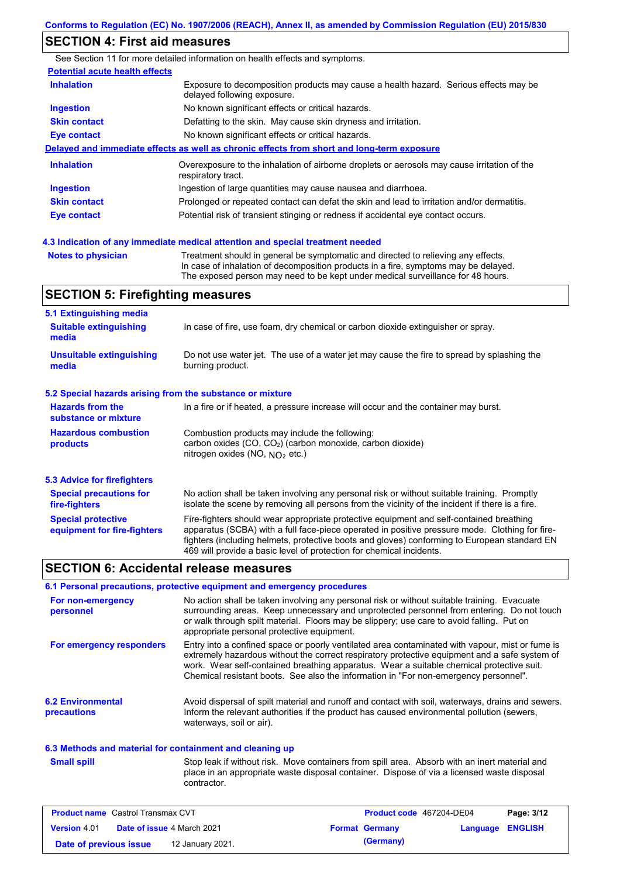## SECTION 4: First aid measures

See Section 11 for more detailed information on health effects and symptoms.

**Potential acute health effects**

| | |
|---|---|
| **Inhalation** | Exposure to decomposition products may cause a health hazard. Serious effects may be delayed following exposure. |
| **Ingestion** | No known significant effects or critical hazards. |
| **Skin contact** | Defatting to the skin. May cause skin dryness and irritation. |
| **Eye contact** | No known significant effects or critical hazards. |

**Delayed and immediate effects as well as chronic effects from short and long-term exposure**

| | |
|---|---|
| **Inhalation** | Overexposure to the inhalation of airborne droplets or aerosols may cause irritation of the respiratory tract. |
| **Ingestion** | Ingestion of large quantities may cause nausea and diarrhoea. |
| **Skin contact** | Prolonged or repeated contact can defat the skin and lead to irritation and/or dermatitis. |
| **Eye contact** | Potential risk of transient stinging or redness if accidental eye contact occurs. |

### 4.3 Indication of any immediate medical attention and special treatment needed

**Notes to physician**: Treatment should in general be symptomatic and directed to relieving any effects. In case of inhalation of decomposition products in a fire, symptoms may be delayed. The exposed person may need to be kept under medical surveillance for 48 hours.

## SECTION 5: Firefighting measures

### 5.1 Extinguishing media

| | |
|---|---|
| **Suitable extinguishing media** | In case of fire, use foam, dry chemical or carbon dioxide extinguisher or spray. |
| **Unsuitable extinguishing media** | Do not use water jet. The use of a water jet may cause the fire to spread by splashing the burning product. |

### 5.2 Special hazards arising from the substance or mixture

| | |
|---|---|
| **Hazards from the substance or mixture** | In a fire or if heated, a pressure increase will occur and the container may burst. |
| **Hazardous combustion products** | Combustion products may include the following: carbon oxides ($CO$, $CO_2$) (carbon monoxide, carbon dioxide) nitrogen oxides ($NO$, $NO_2$ etc.) |

### 5.3 Advice for firefighters

| | |
|---|---|
| **Special precautions for fire-fighters** | No action shall be taken involving any personal risk or without suitable training. Promptly isolate the scene by removing all persons from the vicinity of the incident if there is a fire. |
| **Special protective equipment for fire-fighters** | Fire-fighters should wear appropriate protective equipment and self-contained breathing apparatus (SCBA) with a full face-piece operated in positive pressure mode. Clothing for fire-fighters (including helmets, protective boots and gloves) conforming to European standard EN 469 will provide a basic level of protection for chemical incidents. |

## SECTION 6: Accidental release measures

### 6.1 Personal precautions, protective equipment and emergency procedures

| | |
|---|---|
| **For non-emergency personnel** | No action shall be taken involving any personal risk or without suitable training. Evacuate surrounding areas. Keep unnecessary and unprotected personnel from entering. Do not touch or walk through spilt material. Floors may be slippery; use care to avoid falling. Put on appropriate personal protective equipment. |
| **For emergency responders** | Entry into a confined space or poorly ventilated area contaminated with vapour, mist or fume is extremely hazardous without the correct respiratory protective equipment and a safe system of work. Wear self-contained breathing apparatus. Wear a suitable chemical protective suit. Chemical resistant boots. See also the information in "For non-emergency personnel". |

**6.2 Environmental precautions**: Avoid dispersal of spilt material and runoff and contact with soil, waterways, drains and sewers. Inform the relevant authorities if the product has caused environmental pollution (sewers, waterways, soil or air).

### 6.3 Methods and material for containment and cleaning up

**Small spill**: Stop leak if without risk. Move containers from spill area. Absorb with an inert material and place in an appropriate waste disposal container. Dispose of via a licensed waste disposal contractor.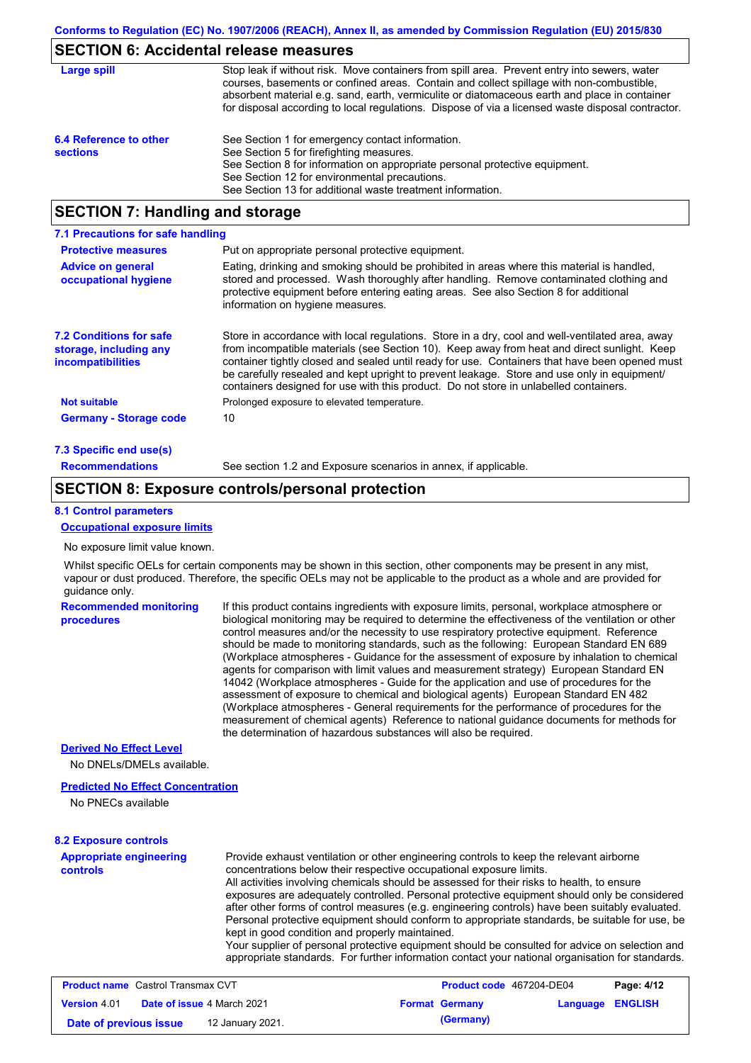## SECTION 6: Accidental release measures

| | |
|---|---|
| **Large spill** | Stop leak if without risk. Move containers from spill area. Prevent entry into sewers, water courses, basements or confined areas. Contain and collect spillage with non-combustible, absorbent material e.g. sand, earth, vermiculite or diatomaceous earth and place in container for disposal according to local regulations. Dispose of via a licensed waste disposal contractor. |
| **6.4 Reference to other sections** | See Section 1 for emergency contact information.<br>See Section 5 for firefighting measures.<br>See Section 8 for information on appropriate personal protective equipment.<br>See Section 12 for environmental precautions.<br>See Section 13 for additional waste treatment information. |

## SECTION 7: Handling and storage

### 7.1 Precautions for safe handling

| | |
|---|---|
| **Protective measures** | Put on appropriate personal protective equipment. |
| **Advice on general occupational hygiene** | Eating, drinking and smoking should be prohibited in areas where this material is handled, stored and processed. Wash thoroughly after handling. Remove contaminated clothing and protective equipment before entering eating areas. See also Section 8 for additional information on hygiene measures. |
| **7.2 Conditions for safe storage, including any incompatibilities** | Store in accordance with local regulations. Store in a dry, cool and well-ventilated area, away from incompatible materials (see Section 10). Keep away from heat and direct sunlight. Keep container tightly closed and sealed until ready for use. Containers that have been opened must be carefully resealed and kept upright to prevent leakage. Store and use only in equipment/ containers designed for use with this product. Do not store in unlabelled containers. |
| **Not suitable** | Prolonged exposure to elevated temperature. |
| **Germany - Storage code** | 10 |

### 7.3 Specific end use(s)

| | |
|---|---|
| **Recommendations** | See section 1.2 and Exposure scenarios in annex, if applicable. |

## SECTION 8: Exposure controls/personal protection

### 8.1 Control parameters

**Occupational exposure limits**

No exposure limit value known.

Whilst specific OELs for certain components may be shown in this section, other components may be present in any mist, vapour or dust produced. Therefore, the specific OELs may not be applicable to the product as a whole and are provided for guidance only.

| | |
|---|---|
| **Recommended monitoring procedures** | If this product contains ingredients with exposure limits, personal, workplace atmosphere or biological monitoring may be required to determine the effectiveness of the ventilation or other control measures and/or the necessity to use respiratory protective equipment. Reference should be made to monitoring standards, such as the following: European Standard EN 689 (Workplace atmospheres - Guidance for the assessment of exposure by inhalation to chemical agents for comparison with limit values and measurement strategy) European Standard EN 14042 (Workplace atmospheres - Guide for the application and use of procedures for the assessment of exposure to chemical and biological agents) European Standard EN 482 (Workplace atmospheres - General requirements for the performance of procedures for the measurement of chemical agents) Reference to national guidance documents for methods for the determination of hazardous substances will also be required. |

**Derived No Effect Level**

No DNELs/DMELs available.

**Predicted No Effect Concentration**

No PNECs available

### 8.2 Exposure controls

| | |
|---|---|
| **Appropriate engineering controls** | Provide exhaust ventilation or other engineering controls to keep the relevant airborne concentrations below their respective occupational exposure limits.<br>All activities involving chemicals should be assessed for their risks to health, to ensure exposures are adequately controlled. Personal protective equipment should only be considered after other forms of control measures (e.g. engineering controls) have been suitably evaluated. Personal protective equipment should conform to appropriate standards, be suitable for use, be kept in good condition and properly maintained.<br>Your supplier of personal protective equipment should be consulted for advice on selection and appropriate standards. For further information contact your national organisation for standards. |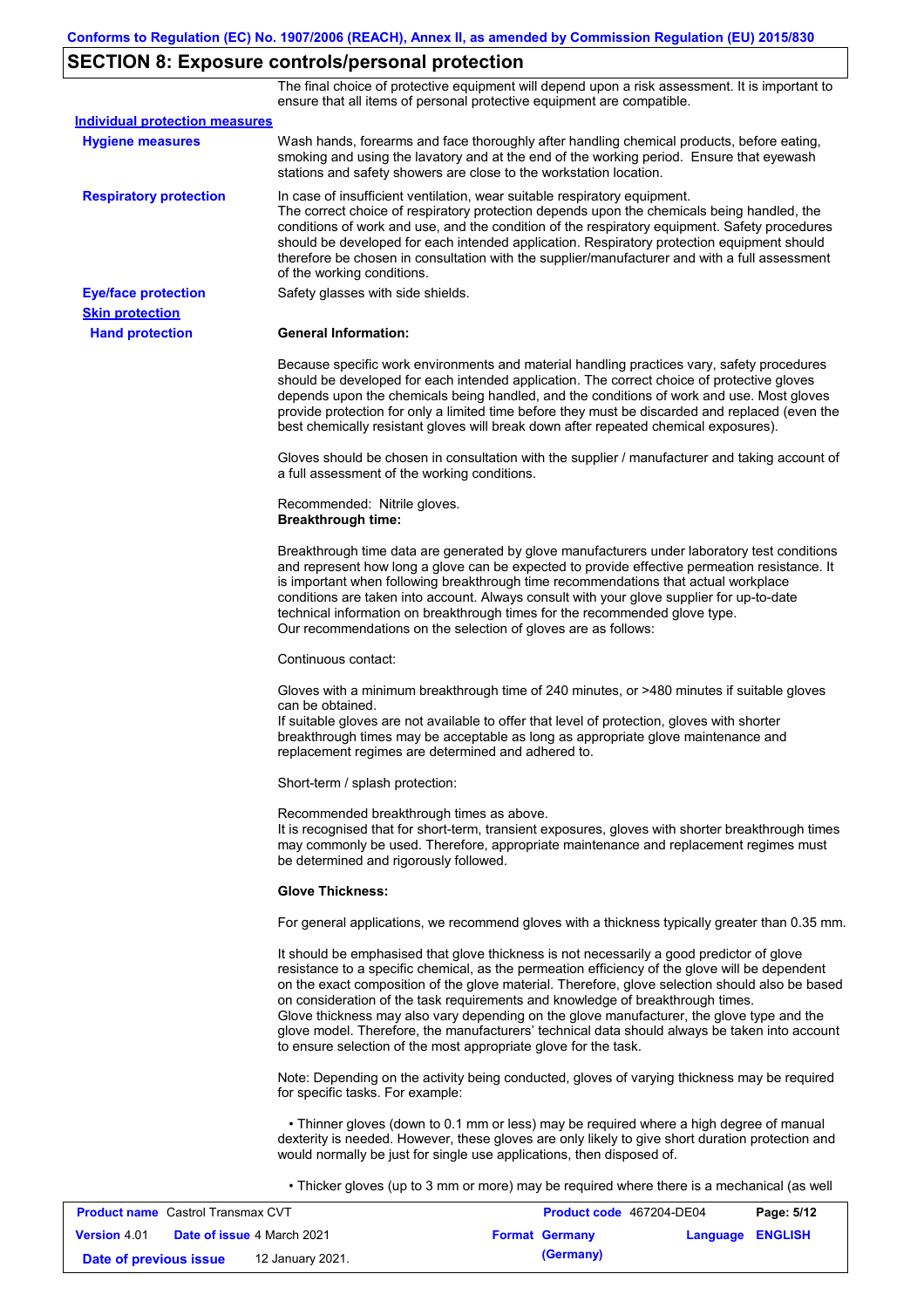## SECTION 8: Exposure controls/personal protection

The final choice of protective equipment will depend upon a risk assessment. It is important to ensure that all items of personal protective equipment are compatible.

**Individual protection measures**

**Hygiene measures**

Wash hands, forearms and face thoroughly after handling chemical products, before eating, smoking and using the lavatory and at the end of the working period. Ensure that eyewash stations and safety showers are close to the workstation location.

**Respiratory protection**

In case of insufficient ventilation, wear suitable respiratory equipment.
The correct choice of respiratory protection depends upon the chemicals being handled, the conditions of work and use, and the condition of the respiratory equipment. Safety procedures should be developed for each intended application. Respiratory protection equipment should therefore be chosen in consultation with the supplier/manufacturer and with a full assessment of the working conditions.

**Eye/face protection**

Safety glasses with side shields.

**Skin protection**

**Hand protection**

**General Information:**

Because specific work environments and material handling practices vary, safety procedures should be developed for each intended application. The correct choice of protective gloves depends upon the chemicals being handled, and the conditions of work and use. Most gloves provide protection for only a limited time before they must be discarded and replaced (even the best chemically resistant gloves will break down after repeated chemical exposures).

Gloves should be chosen in consultation with the supplier / manufacturer and taking account of a full assessment of the working conditions.

Recommended: Nitrile gloves.
**Breakthrough time:**

Breakthrough time data are generated by glove manufacturers under laboratory test conditions and represent how long a glove can be expected to provide effective permeation resistance. It is important when following breakthrough time recommendations that actual workplace conditions are taken into account. Always consult with your glove supplier for up-to-date technical information on breakthrough times for the recommended glove type.
Our recommendations on the selection of gloves are as follows:

Continuous contact:

Gloves with a minimum breakthrough time of 240 minutes, or >480 minutes if suitable gloves can be obtained.
If suitable gloves are not available to offer that level of protection, gloves with shorter breakthrough times may be acceptable as long as appropriate glove maintenance and replacement regimes are determined and adhered to.

Short-term / splash protection:

Recommended breakthrough times as above.
It is recognised that for short-term, transient exposures, gloves with shorter breakthrough times may commonly be used. Therefore, appropriate maintenance and replacement regimes must be determined and rigorously followed.

**Glove Thickness:**

For general applications, we recommend gloves with a thickness typically greater than 0.35 mm.

It should be emphasised that glove thickness is not necessarily a good predictor of glove resistance to a specific chemical, as the permeation efficiency of the glove will be dependent on the exact composition of the glove material. Therefore, glove selection should also be based on consideration of the task requirements and knowledge of breakthrough times.
Glove thickness may also vary depending on the glove manufacturer, the glove type and the glove model. Therefore, the manufacturers' technical data should always be taken into account to ensure selection of the most appropriate glove for the task.

Note: Depending on the activity being conducted, gloves of varying thickness may be required for specific tasks. For example:

- Thinner gloves (down to 0.1 mm or less) may be required where a high degree of manual dexterity is needed. However, these gloves are only likely to give short duration protection and would normally be just for single use applications, then disposed of.

- Thicker gloves (up to 3 mm or more) may be required where there is a mechanical (as well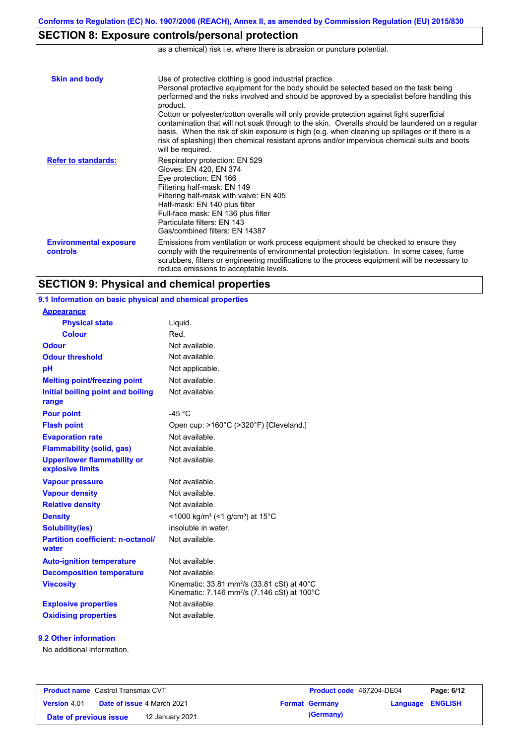## SECTION 8: Exposure controls/personal protection

as a chemical) risk i.e. where there is abrasion or puncture potential.

| | |
|---|---|
| **Skin and body** | Use of protective clothing is good industrial practice. Personal protective equipment for the body should be selected based on the task being performed and the risks involved and should be approved by a specialist before handling this product. Cotton or polyester/cotton overalls will only provide protection against light superficial contamination that will not soak through to the skin. Overalls should be laundered on a regular basis. When the risk of skin exposure is high (e.g. when cleaning up spillages or if there is a risk of splashing) then chemical resistant aprons and/or impervious chemical suits and boots will be required. |
| **Refer to standards:** | Respiratory protection: EN 529<br>Gloves: EN 420, EN 374<br>Eye protection: EN 166<br>Filtering half-mask: EN 149<br>Filtering half-mask with valve: EN 405<br>Half-mask: EN 140 plus filter<br>Full-face mask: EN 136 plus filter<br>Particulate filters: EN 143<br>Gas/combined filters: EN 14387 |
| **Environmental exposure controls** | Emissions from ventilation or work process equipment should be checked to ensure they comply with the requirements of environmental protection legislation. In some cases, fume scrubbers, filters or engineering modifications to the process equipment will be necessary to reduce emissions to acceptable levels. |

## SECTION 9: Physical and chemical properties

### 9.1 Information on basic physical and chemical properties

| | |
|---|---|
| **Appearance** | |
| **Physical state** | Liquid. |
| **Colour** | Red. |
| **Odour** | Not available. |
| **Odour threshold** | Not available. |
| **pH** | Not applicable. |
| **Melting point/freezing point** | Not available. |
| **Initial boiling point and boiling range** | Not available. |
| **Pour point** | -45 °C |
| **Flash point** | Open cup: >160°C (>320°F) [Cleveland.] |
| **Evaporation rate** | Not available. |
| **Flammability (solid, gas)** | Not available. |
| **Upper/lower flammability or explosive limits** | Not available. |
| **Vapour pressure** | Not available. |
| **Vapour density** | Not available. |
| **Relative density** | Not available. |
| **Density** | <1000 kg/m³ (<1 g/cm³) at 15°C |
| **Solubility(ies)** | insoluble in water. |
| **Partition coefficient: n-octanol/water** | Not available. |
| **Auto-ignition temperature** | Not available. |
| **Decomposition temperature** | Not available. |
| **Viscosity** | Kinematic: 33.81 mm²/s (33.81 cSt) at 40°C<br>Kinematic: 7.146 mm²/s (7.146 cSt) at 100°C |
| **Explosive properties** | Not available. |
| **Oxidising properties** | Not available. |

### 9.2 Other information

No additional information.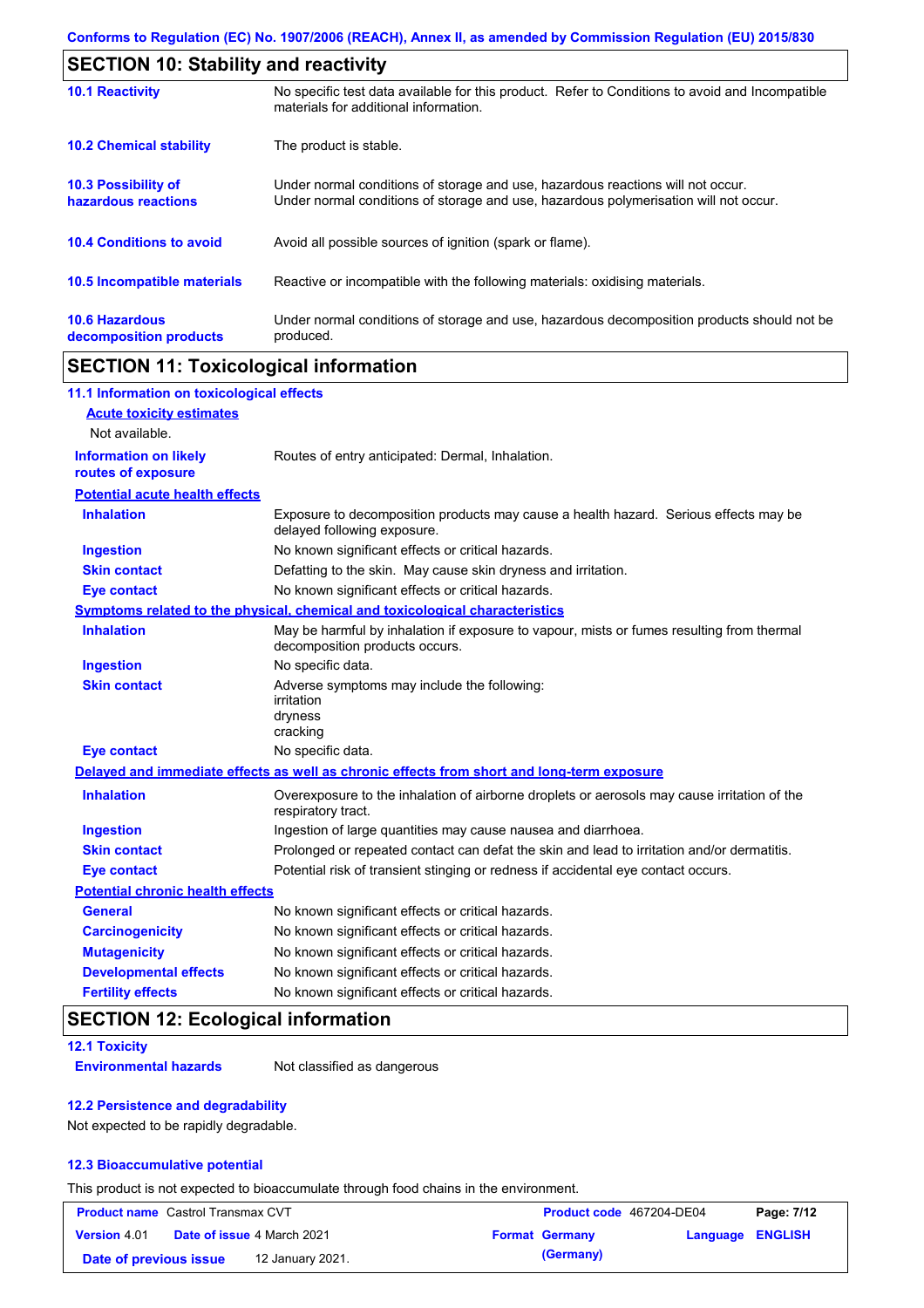## SECTION 10: Stability and reactivity

| | |
|---|---|
| **10.1 Reactivity** | No specific test data available for this product. Refer to Conditions to avoid and Incompatible materials for additional information. |
| **10.2 Chemical stability** | The product is stable. |
| **10.3 Possibility of hazardous reactions** | Under normal conditions of storage and use, hazardous reactions will not occur. Under normal conditions of storage and use, hazardous polymerisation will not occur. |
| **10.4 Conditions to avoid** | Avoid all possible sources of ignition (spark or flame). |
| **10.5 Incompatible materials** | Reactive or incompatible with the following materials: oxidising materials. |
| **10.6 Hazardous decomposition products** | Under normal conditions of storage and use, hazardous decomposition products should not be produced. |

## SECTION 11: Toxicological information

### 11.1 Information on toxicological effects

**Acute toxicity estimates**

Not available.

**Information on likely routes of exposure**: Routes of entry anticipated: Dermal, Inhalation.

**Potential acute health effects**

| | |
|---|---|
| **Inhalation** | Exposure to decomposition products may cause a health hazard. Serious effects may be delayed following exposure. |
| **Ingestion** | No known significant effects or critical hazards. |
| **Skin contact** | Defatting to the skin. May cause skin dryness and irritation. |
| **Eye contact** | No known significant effects or critical hazards. |

**Symptoms related to the physical, chemical and toxicological characteristics**

| | |
|---|---|
| **Inhalation** | May be harmful by inhalation if exposure to vapour, mists or fumes resulting from thermal decomposition products occurs. |
| **Ingestion** | No specific data. |
| **Skin contact** | Adverse symptoms may include the following: irritation dryness cracking |
| **Eye contact** | No specific data. |

**Delayed and immediate effects as well as chronic effects from short and long-term exposure**

| | |
|---|---|
| **Inhalation** | Overexposure to the inhalation of airborne droplets or aerosols may cause irritation of the respiratory tract. |
| **Ingestion** | Ingestion of large quantities may cause nausea and diarrhoea. |
| **Skin contact** | Prolonged or repeated contact can defat the skin and lead to irritation and/or dermatitis. |
| **Eye contact** | Potential risk of transient stinging or redness if accidental eye contact occurs. |

**Potential chronic health effects**

| | |
|---|---|
| **General** | No known significant effects or critical hazards. |
| **Carcinogenicity** | No known significant effects or critical hazards. |
| **Mutagenicity** | No known significant effects or critical hazards. |
| **Developmental effects** | No known significant effects or critical hazards. |
| **Fertility effects** | No known significant effects or critical hazards. |

## SECTION 12: Ecological information

### 12.1 Toxicity

**Environmental hazards**: Not classified as dangerous

### 12.2 Persistence and degradability

Not expected to be rapidly degradable.

### 12.3 Bioaccumulative potential

This product is not expected to bioaccumulate through food chains in the environment.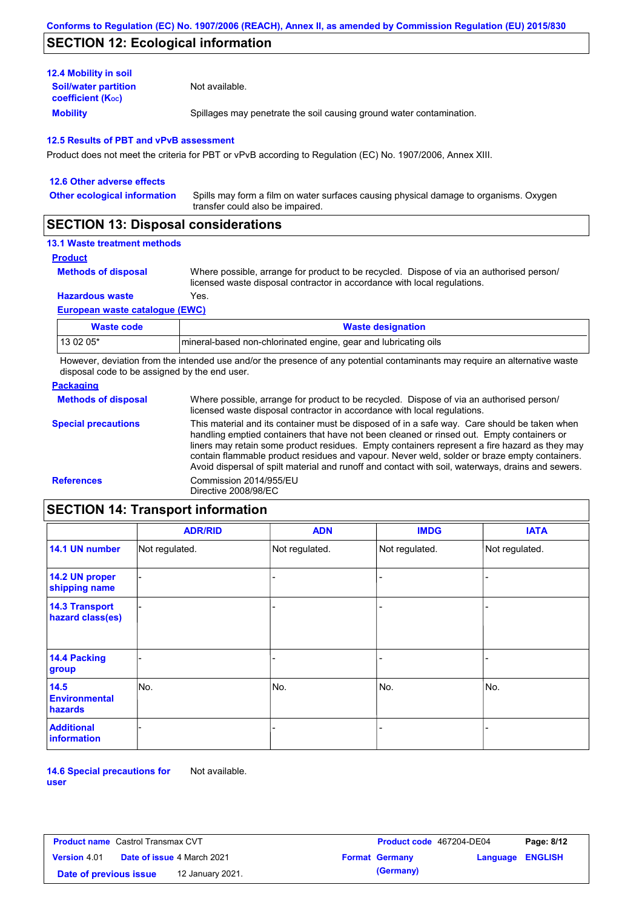## SECTION 12: Ecological information

### 12.4 Mobility in soil

**Soil/water partition coefficient ($K_{OC}$)**: Not available.

**Mobility**: Spillages may penetrate the soil causing ground water contamination.

### 12.5 Results of PBT and vPvB assessment

Product does not meet the criteria for PBT or vPvB according to Regulation (EC) No. 1907/2006, Annex XIII.

### 12.6 Other adverse effects

**Other ecological information**: Spills may form a film on water surfaces causing physical damage to organisms. Oxygen transfer could also be impaired.

## SECTION 13: Disposal considerations

### 13.1 Waste treatment methods

**Product**

**Methods of disposal**: Where possible, arrange for product to be recycled. Dispose of via an authorised person/ licensed waste disposal contractor in accordance with local regulations.

**Hazardous waste**: Yes.

**European waste catalogue (EWC)**

| Waste code | Waste designation |
|---|---|
| 13 02 05* | mineral-based non-chlorinated engine, gear and lubricating oils |

However, deviation from the intended use and/or the presence of any potential contaminants may require an alternative waste disposal code to be assigned by the end user.

**Packaging**

**Methods of disposal**: Where possible, arrange for product to be recycled. Dispose of via an authorised person/ licensed waste disposal contractor in accordance with local regulations.

**Special precautions**: This material and its container must be disposed of in a safe way. Care should be taken when handling emptied containers that have not been cleaned or rinsed out. Empty containers or liners may retain some product residues. Empty containers represent a fire hazard as they may contain flammable product residues and vapour. Never weld, solder or braze empty containers. Avoid dispersal of spilt material and runoff and contact with soil, waterways, drains and sewers.

**References**: Commission 2014/955/EU
Directive 2008/98/EC

## SECTION 14: Transport information

| | ADR/RID | ADN | IMDG | IATA |
|---|---|---|---|---|
| **14.1 UN number** | Not regulated. | Not regulated. | Not regulated. | Not regulated. |
| **14.2 UN proper shipping name** | - | - | - | - |
| **14.3 Transport hazard class(es)** | - | - | - | - |
| **14.4 Packing group** | - | - | - | - |
| **14.5 Environmental hazards** | No. | No. | No. | No. |
| **Additional information** | - | - | - | - |

**14.6 Special precautions for user**: Not available.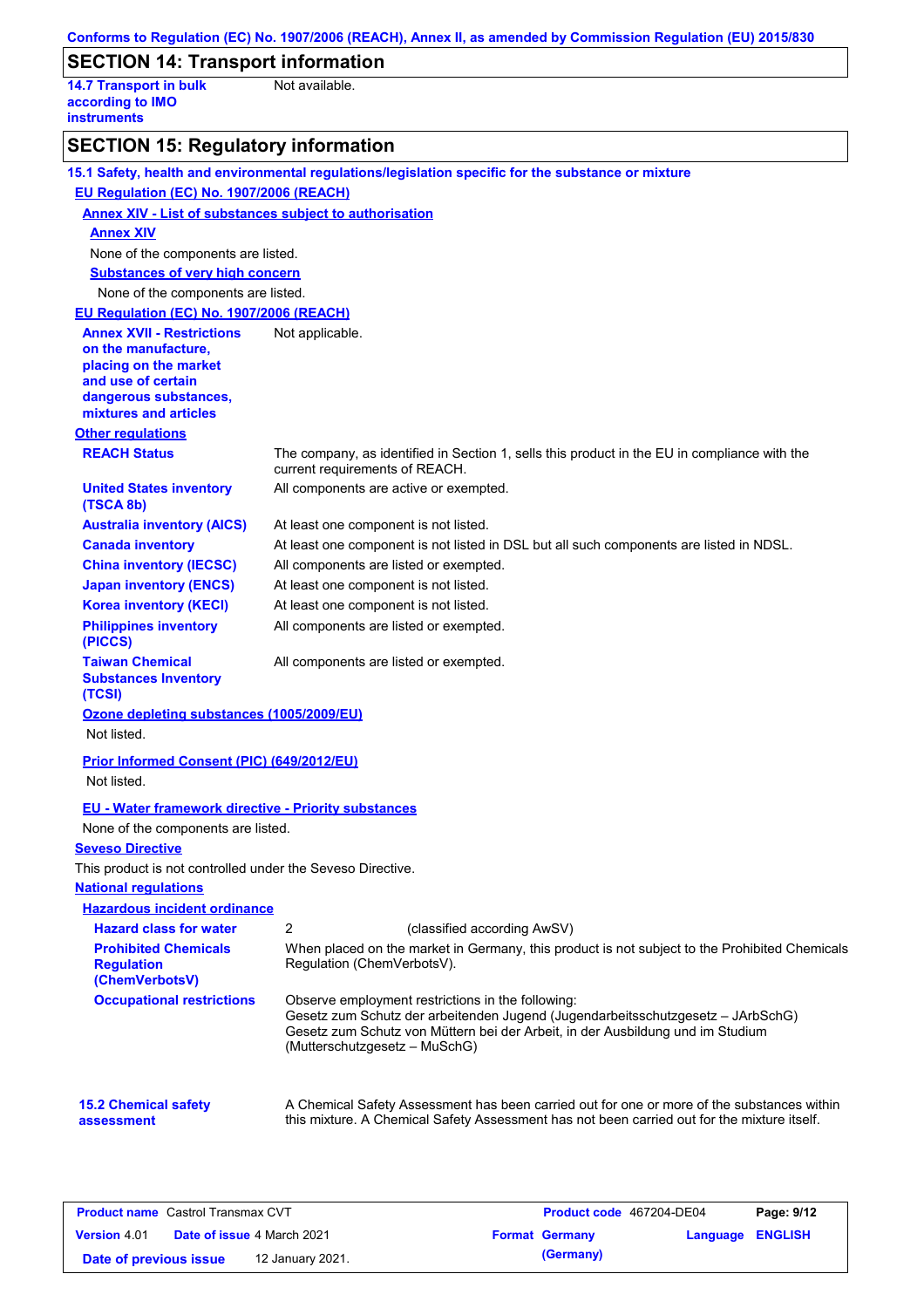## SECTION 14: Transport information

| | |
|---|---|
| **14.7 Transport in bulk according to IMO instruments** | Not available. |

## SECTION 15: Regulatory information

### 15.1 Safety, health and environmental regulations/legislation specific for the substance or mixture

**EU Regulation (EC) No. 1907/2006 (REACH)**

**Annex XIV - List of substances subject to authorisation**

**Annex XIV**

None of the components are listed.

**Substances of very high concern**

None of the components are listed.

**EU Regulation (EC) No. 1907/2006 (REACH)**

| | |
|---|---|
| **Annex XVII - Restrictions on the manufacture, placing on the market and use of certain dangerous substances, mixtures and articles** | Not applicable. |

**Other regulations**

| | |
|---|---|
| **REACH Status** | The company, as identified in Section 1, sells this product in the EU in compliance with the current requirements of REACH. |
| **United States inventory (TSCA 8b)** | All components are active or exempted. |
| **Australia inventory (AICS)** | At least one component is not listed. |
| **Canada inventory** | At least one component is not listed in DSL but all such components are listed in NDSL. |
| **China inventory (IECSC)** | All components are listed or exempted. |
| **Japan inventory (ENCS)** | At least one component is not listed. |
| **Korea inventory (KECI)** | At least one component is not listed. |
| **Philippines inventory (PICCS)** | All components are listed or exempted. |
| **Taiwan Chemical Substances Inventory (TCSI)** | All components are listed or exempted. |

**Ozone depleting substances (1005/2009/EU)**

Not listed.

**Prior Informed Consent (PIC) (649/2012/EU)**

Not listed.

**EU - Water framework directive - Priority substances**

None of the components are listed.

**Seveso Directive**

This product is not controlled under the Seveso Directive.

**National regulations**

**Hazardous incident ordinance**

| | |
|---|---|
| **Hazard class for water** | 2 (classified according AwSV) |
| **Prohibited Chemicals Regulation (ChemVerbotsV)** | When placed on the market in Germany, this product is not subject to the Prohibited Chemicals Regulation (ChemVerbotsV). |
| **Occupational restrictions** | Observe employment restrictions in the following:<br>Gesetz zum Schutz der arbeitenden Jugend (Jugendarbeitsschutzgesetz – JArbSchG)<br>Gesetz zum Schutz von Müttern bei der Arbeit, in der Ausbildung und im Studium (Mutterschutzgesetz – MuSchG) |

| | |
|---|---|
| **15.2 Chemical safety assessment** | A Chemical Safety Assessment has been carried out for one or more of the substances within this mixture. A Chemical Safety Assessment has not been carried out for the mixture itself. |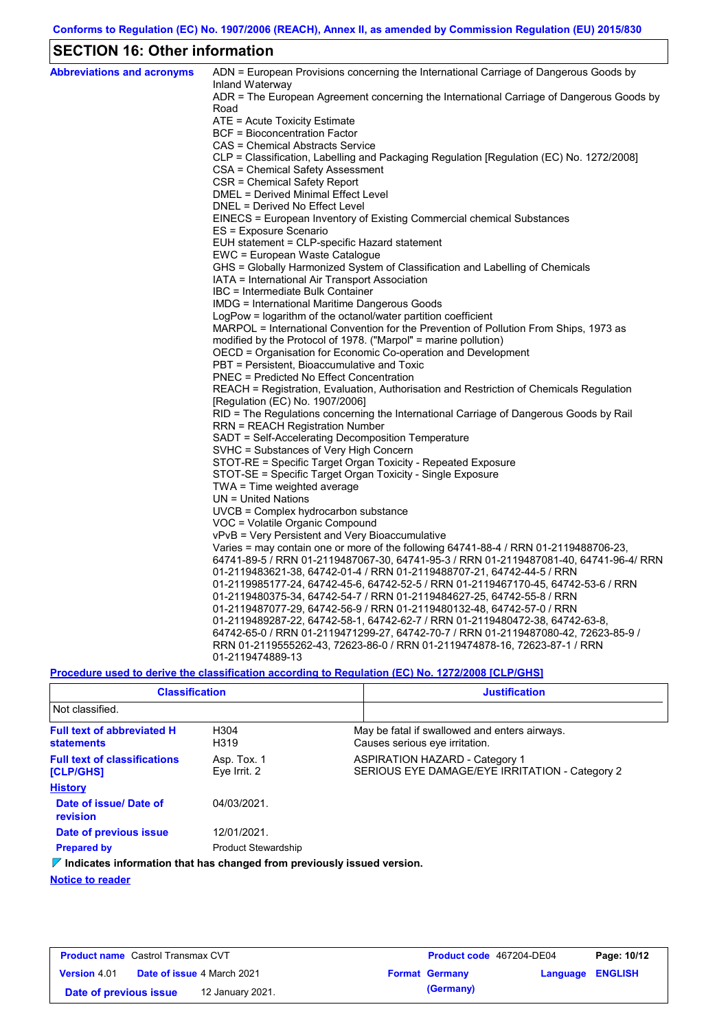Conforms to Regulation (EC) No. 1907/2006 (REACH), Annex II, as amended by Commission Regulation (EU) 2015/830

## SECTION 16: Other information

**Abbreviations and acronyms**

ADN = European Provisions concerning the International Carriage of Dangerous Goods by Inland Waterway
ADR = The European Agreement concerning the International Carriage of Dangerous Goods by Road
ATE = Acute Toxicity Estimate
BCF = Bioconcentration Factor
CAS = Chemical Abstracts Service
CLP = Classification, Labelling and Packaging Regulation [Regulation (EC) No. 1272/2008]
CSA = Chemical Safety Assessment
CSR = Chemical Safety Report
DMEL = Derived Minimal Effect Level
DNEL = Derived No Effect Level
EINECS = European Inventory of Existing Commercial chemical Substances
ES = Exposure Scenario
EUH statement = CLP-specific Hazard statement
EWC = European Waste Catalogue
GHS = Globally Harmonized System of Classification and Labelling of Chemicals
IATA = International Air Transport Association
IBC = Intermediate Bulk Container
IMDG = International Maritime Dangerous Goods
LogPow = logarithm of the octanol/water partition coefficient
MARPOL = International Convention for the Prevention of Pollution From Ships, 1973 as modified by the Protocol of 1978. ("Marpol" = marine pollution)
OECD = Organisation for Economic Co-operation and Development
PBT = Persistent, Bioaccumulative and Toxic
PNEC = Predicted No Effect Concentration
REACH = Registration, Evaluation, Authorisation and Restriction of Chemicals Regulation [Regulation (EC) No. 1907/2006]
RID = The Regulations concerning the International Carriage of Dangerous Goods by Rail
RRN = REACH Registration Number
SADT = Self-Accelerating Decomposition Temperature
SVHC = Substances of Very High Concern
STOT-RE = Specific Target Organ Toxicity - Repeated Exposure
STOT-SE = Specific Target Organ Toxicity - Single Exposure
TWA = Time weighted average
UN = United Nations
UVCB = Complex hydrocarbon substance
VOC = Volatile Organic Compound
vPvB = Very Persistent and Very Bioaccumulative
Varies = may contain one or more of the following 64741-88-4 / RRN 01-2119488706-23, 64741-89-5 / RRN 01-2119487067-30, 64741-95-3 / RRN 01-2119487081-40, 64741-96-4/ RRN 01-2119483621-38, 64742-01-4 / RRN 01-2119488707-21, 64742-44-5 / RRN 01-2119985177-24, 64742-45-6, 64742-52-5 / RRN 01-2119467170-45, 64742-53-6 / RRN 01-2119480375-34, 64742-54-7 / RRN 01-2119484627-25, 64742-55-8 / RRN 01-2119487077-29, 64742-56-9 / RRN 01-2119480132-48, 64742-57-0 / RRN 01-2119489287-22, 64742-58-1, 64742-62-7 / RRN 01-2119480472-38, 64742-63-8, 64742-65-0 / RRN 01-2119471299-27, 64742-70-7 / RRN 01-2119487080-42, 72623-85-9 / RRN 01-2119555262-43, 72623-86-0 / RRN 01-2119474878-16, 72623-87-1 / RRN 01-2119474889-13

**Procedure used to derive the classification according to Regulation (EC) No. 1272/2008 [CLP/GHS]**

| Classification | Justification |
|---|---|
| Not classified. | |

**Full text of abbreviated H statements**

| | |
|---|---|
| H304 | May be fatal if swallowed and enters airways. |
| H319 | Causes serious eye irritation. |

**Full text of classifications [CLP/GHS]**

| | |
|---|---|
| Asp. Tox. 1 | ASPIRATION HAZARD - Category 1 |
| Eye Irrit. 2 | SERIOUS EYE DAMAGE/EYE IRRITATION - Category 2 |

**History**

**Date of issue/ Date of revision**: 04/03/2021.

**Date of previous issue**: 12/01/2021.

**Prepared by**: Product Stewardship

**Indicates information that has changed from previously issued version.**

**Notice to reader**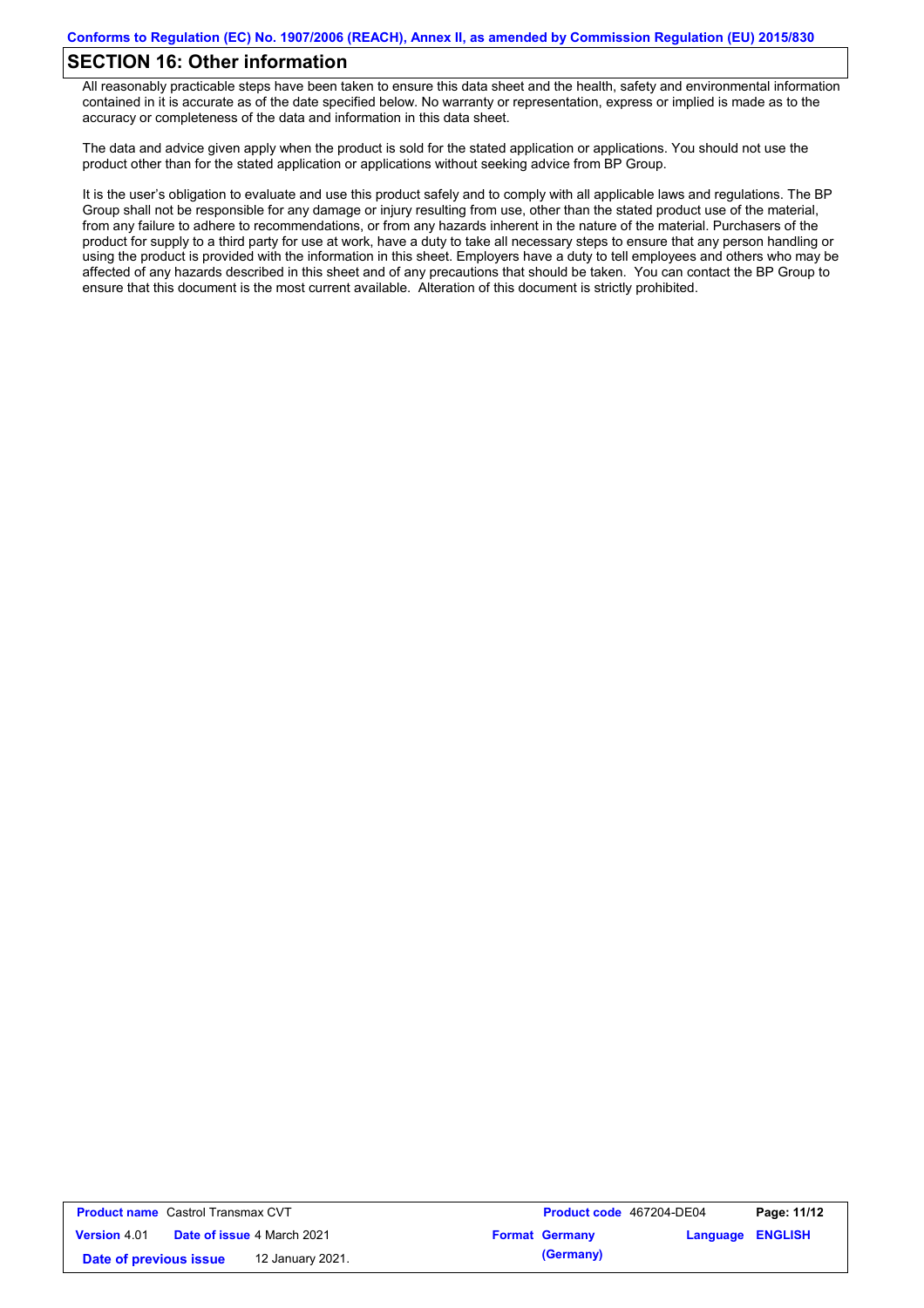## SECTION 16: Other information

All reasonably practicable steps have been taken to ensure this data sheet and the health, safety and environmental information contained in it is accurate as of the date specified below. No warranty or representation, express or implied is made as to the accuracy or completeness of the data and information in this data sheet.

The data and advice given apply when the product is sold for the stated application or applications. You should not use the product other than for the stated application or applications without seeking advice from BP Group.

It is the user's obligation to evaluate and use this product safely and to comply with all applicable laws and regulations. The BP Group shall not be responsible for any damage or injury resulting from use, other than the stated product use of the material, from any failure to adhere to recommendations, or from any hazards inherent in the nature of the material. Purchasers of the product for supply to a third party for use at work, have a duty to take all necessary steps to ensure that any person handling or using the product is provided with the information in this sheet. Employers have a duty to tell employees and others who may be affected of any hazards described in this sheet and of any precautions that should be taken. You can contact the BP Group to ensure that this document is the most current available. Alteration of this document is strictly prohibited.